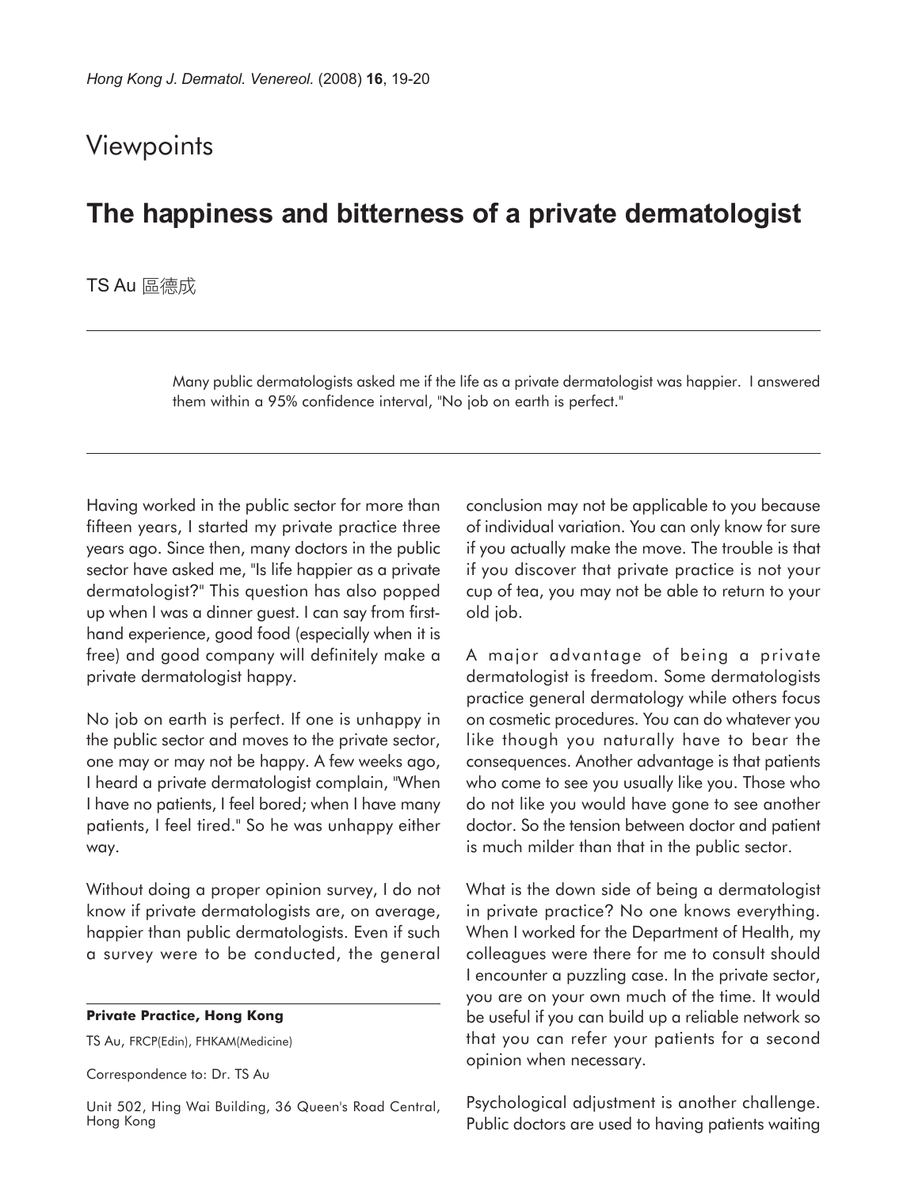Viewpoints

# The happiness and bitterness of a private dermatologist

TS Au 區德成

> Many public dermatologists asked me if the life as a private dermatologist was happier. I answered them within a 95% confidence interval, "No job on earth is perfect."

Having worked in the public sector for more than fifteen years, I started my private practice three years ago. Since then, many doctors in the public sector have asked me, "Is life happier as a private dermatologist?" This question has also popped up when I was a dinner guest. I can say from first-hand experience, good food (especially when it is free) and good company will definitely make a private dermatologist happy.

No job on earth is perfect. If one is unhappy in the public sector and moves to the private sector, one may or may not be happy. A few weeks ago, I heard a private dermatologist complain, "When I have no patients, I feel bored; when I have many patients, I feel tired." So he was unhappy either way.

Without doing a proper opinion survey, I do not know if private dermatologists are, on average, happier than public dermatologists. Even if such a survey were to be conducted, the general conclusion may not be applicable to you because of individual variation. You can only know for sure if you actually make the move. The trouble is that if you discover that private practice is not your cup of tea, you may not be able to return to your old job.

A major advantage of being a private dermatologist is freedom. Some dermatologists practice general dermatology while others focus on cosmetic procedures. You can do whatever you like though you naturally have to bear the consequences. Another advantage is that patients who come to see you usually like you. Those who do not like you would have gone to see another doctor. So the tension between doctor and patient is much milder than that in the public sector.

What is the down side of being a dermatologist in private practice? No one knows everything. When I worked for the Department of Health, my colleagues were there for me to consult should I encounter a puzzling case. In the private sector, you are on your own much of the time. It would be useful if you can build up a reliable network so that you can refer your patients for a second opinion when necessary.

Psychological adjustment is another challenge. Public doctors are used to having patients waiting

---

**Private Practice, Hong Kong**

TS Au, FRCP(Edin), FHKAM(Medicine)

Correspondence to: Dr. TS Au

Unit 502, Hing Wai Building, 36 Queen's Road Central, Hong Kong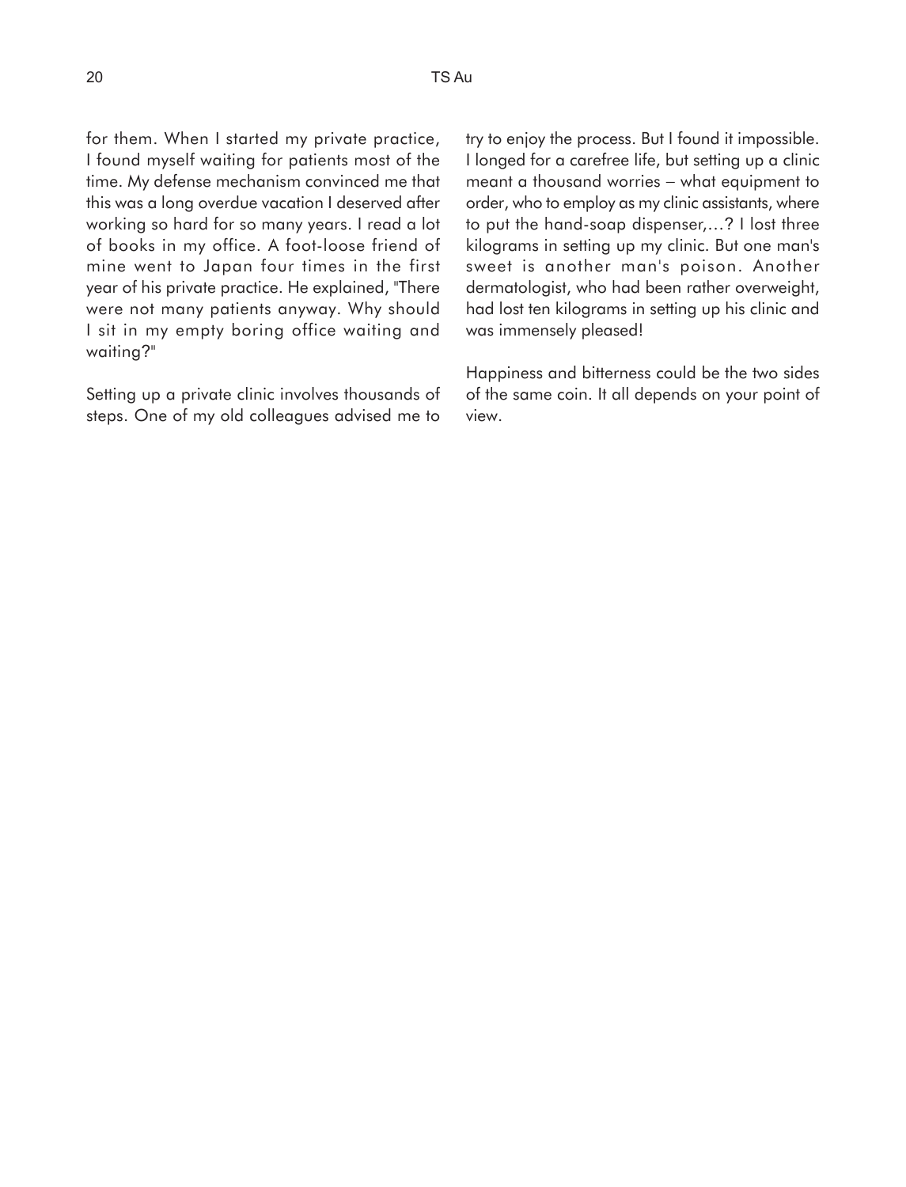for them. When I started my private practice, I found myself waiting for patients most of the time. My defense mechanism convinced me that this was a long overdue vacation I deserved after working so hard for so many years. I read a lot of books in my office. A foot-loose friend of mine went to Japan four times in the first year of his private practice. He explained, "There were not many patients anyway. Why should I sit in my empty boring office waiting and waiting?"

Setting up a private clinic involves thousands of steps. One of my old colleagues advised me to try to enjoy the process. But I found it impossible. I longed for a carefree life, but setting up a clinic meant a thousand worries – what equipment to order, who to employ as my clinic assistants, where to put the hand-soap dispenser,...? I lost three kilograms in setting up my clinic. But one man's sweet is another man's poison. Another dermatologist, who had been rather overweight, had lost ten kilograms in setting up his clinic and was immensely pleased!

Happiness and bitterness could be the two sides of the same coin. It all depends on your point of view.